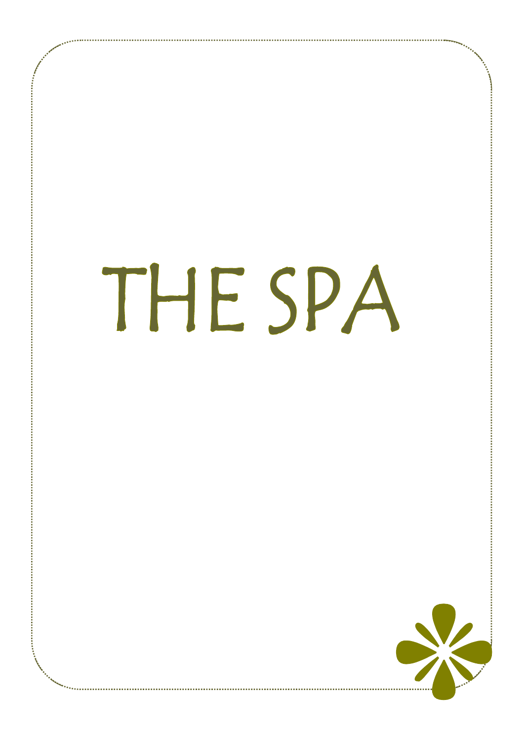# THE SPA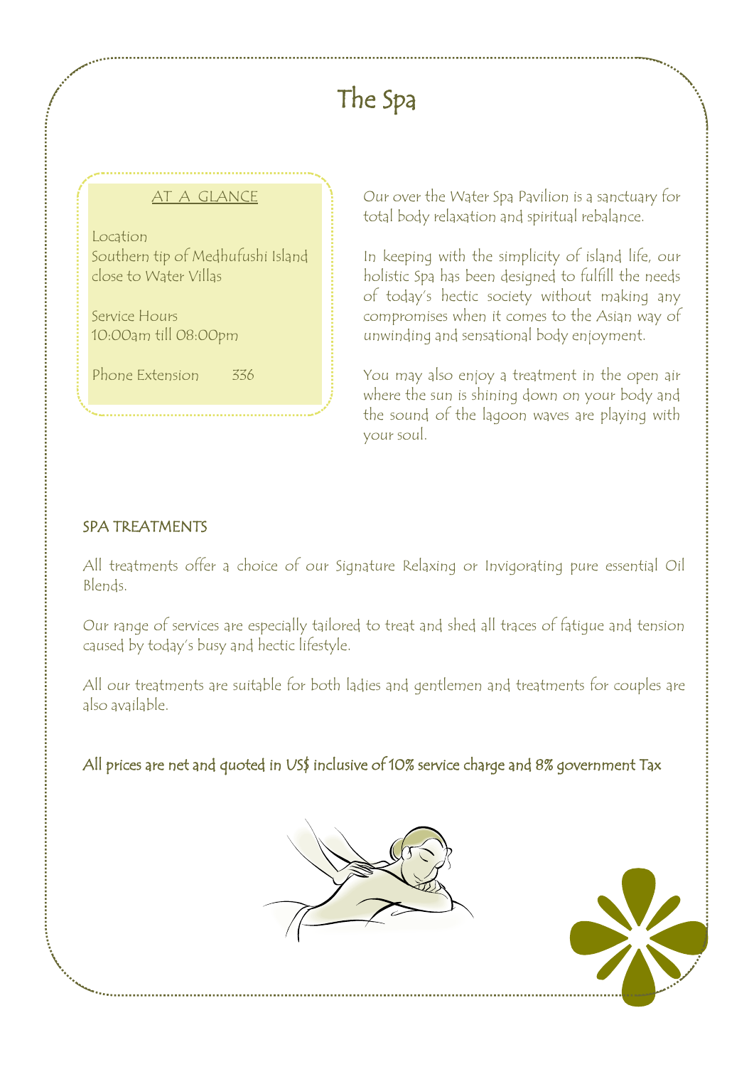# The Spa

## AT A GLANCE

Location
Southern tip of Medhufushi Island close to Water Villas

Service Hours
10:00am till 08:00pm

Phone Extension 336

Our over the Water Spa Pavilion is a sanctuary for total body relaxation and spiritual rebalance.

In keeping with the simplicity of island life, our holistic Spa has been designed to fulfill the needs of today's hectic society without making any compromises when it comes to the Asian way of unwinding and sensational body enjoyment.

You may also enjoy a treatment in the open air where the sun is shining down on your body and the sound of the lagoon waves are playing with your soul.

## SPA TREATMENTS

All treatments offer a choice of our Signature Relaxing or Invigorating pure essential Oil Blends.

Our range of services are especially tailored to treat and shed all traces of fatigue and tension caused by today's busy and hectic lifestyle.

All our treatments are suitable for both ladies and gentlemen and treatments for couples are also available.

All prices are net and quoted in US$ inclusive of 10% service charge and 8% government Tax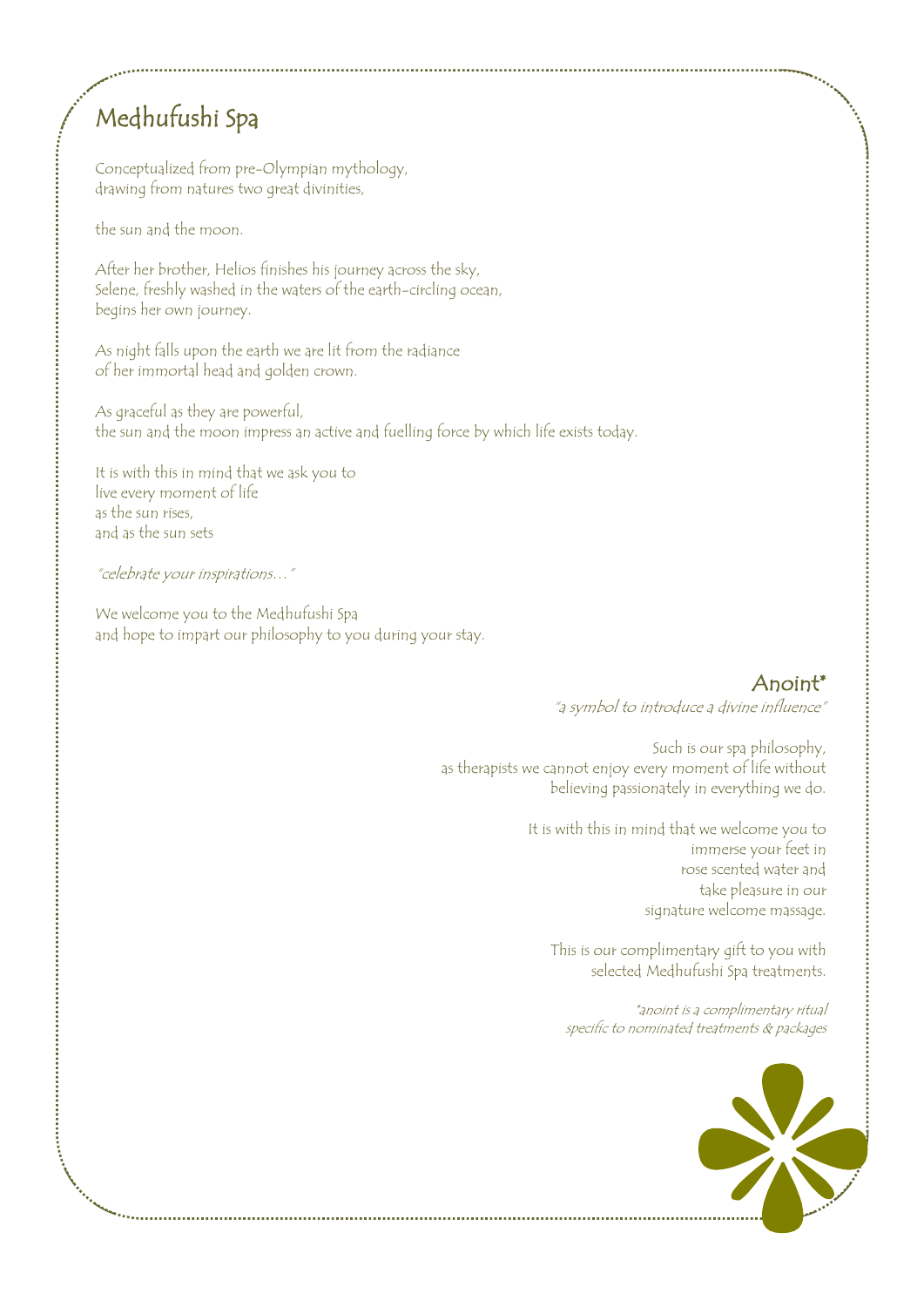# Medhufushi Spa

Conceptualized from pre-Olympian mythology,
drawing from natures two great divinities,

the sun and the moon.

After her brother, Helios finishes his journey across the sky,
Selene, freshly washed in the waters of the earth-circling ocean,
begins her own journey.

As night falls upon the earth we are lit from the radiance
of her immortal head and golden crown.

As graceful as they are powerful,
the sun and the moon impress an active and fuelling force by which life exists today.

It is with this in mind that we ask you to
live every moment of life
as the sun rises,
and as the sun sets

*"celebrate your inspirations…"*

We welcome you to the Medhufushi Spa
and hope to impart our philosophy to you during your stay.

## Anoint*

*"a symbol to introduce a divine influence"*

Such is our spa philosophy,
as therapists we cannot enjoy every moment of life without
believing passionately in everything we do.

It is with this in mind that we welcome you to
immerse your feet in
rose scented water and
take pleasure in our
signature welcome massage.

This is our complimentary gift to you with
selected Medhufushi Spa treatments.

*\*anoint is a complimentary ritual
specific to nominated treatments & packages*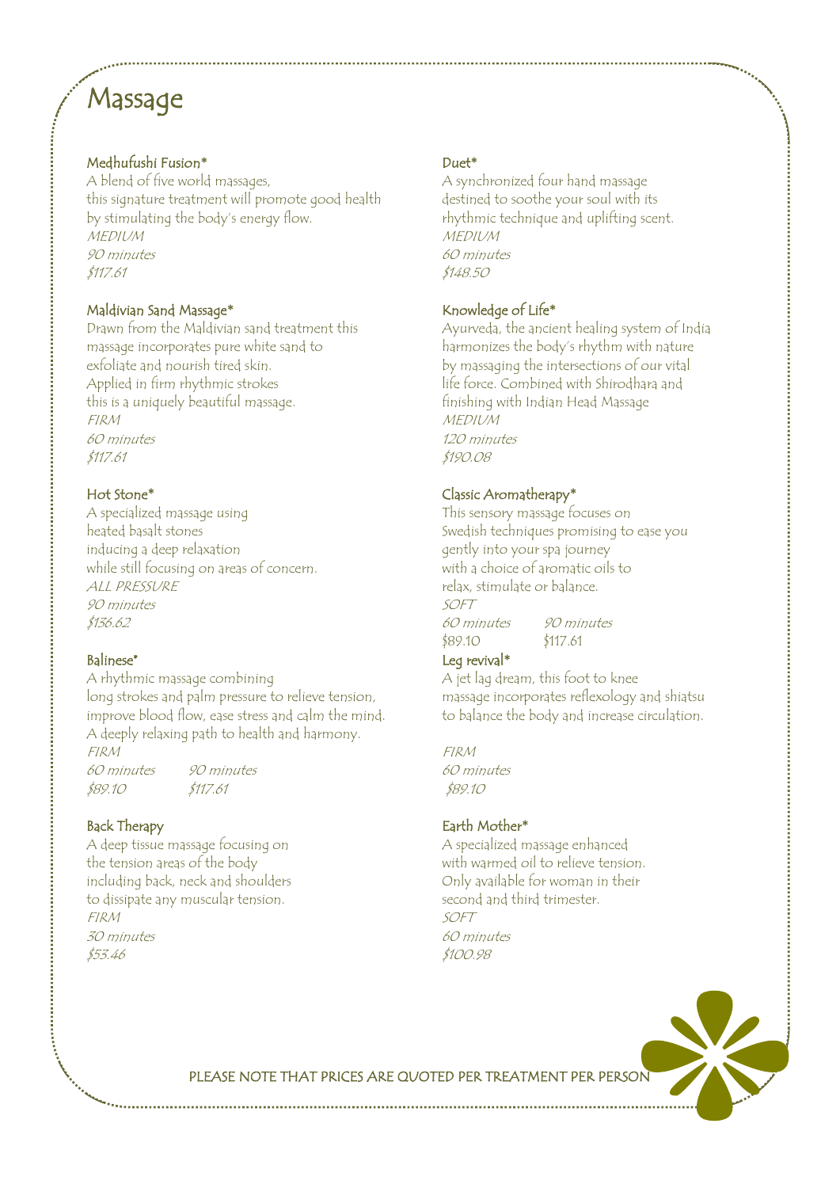# Massage

### Medhufushi Fusion*

A blend of five world massages,
this signature treatment will promote good health
by stimulating the body's energy flow.

*MEDIUM*
*90 minutes*
*$117.61*

### Maldivian Sand Massage*

Drawn from the Maldivian sand treatment this
massage incorporates pure white sand to
exfoliate and nourish tired skin.
Applied in firm rhythmic strokes
this is a uniquely beautiful massage.

*FIRM*
*60 minutes*
*$117.61*

### Hot Stone*

A specialized massage using
heated basalt stones
inducing a deep relaxation
while still focusing on areas of concern.

*ALL PRESSURE*
*90 minutes*
*$136.62*

### Balinese*

A rhythmic massage combining
long strokes and palm pressure to relieve tension,
improve blood flow, ease stress and calm the mind.
A deeply relaxing path to health and harmony.

*FIRM*

| *60 minutes* | *90 minutes* |
|---|---|
| *$89.10* | *$117.61* |

### Back Therapy

A deep tissue massage focusing on
the tension areas of the body
including back, neck and shoulders
to dissipate any muscular tension.

*FIRM*
*30 minutes*
*$53.46*

### Duet*

A synchronized four hand massage
destined to soothe your soul with its
rhythmic technique and uplifting scent.

*MEDIUM*
*60 minutes*
*$148.50*

### Knowledge of Life*

Ayurveda, the ancient healing system of India
harmonizes the body's rhythm with nature
by massaging the intersections of our vital
life force. Combined with Shirodhara and
finishing with Indian Head Massage

*MEDIUM*
*120 minutes*
*$190.08*

### Classic Aromatherapy*

This sensory massage focuses on
Swedish techniques promising to ease you
gently into your spa journey
with a choice of aromatic oils to
relax, stimulate or balance.

*SOFT*

| *60 minutes* | *90 minutes* |
|---|---|
| $89.10 | $117.61 |

### Leg revival*

A jet lag dream, this foot to knee
massage incorporates reflexology and shiatsu
to balance the body and increase circulation.

*FIRM*
*60 minutes*
*$89.10*

### Earth Mother*

A specialized massage enhanced
with warmed oil to relieve tension.
Only available for woman in their
second and third trimester.

*SOFT*
*60 minutes*
*$100.98*

PLEASE NOTE THAT PRICES ARE QUOTED PER TREATMENT PER PERSON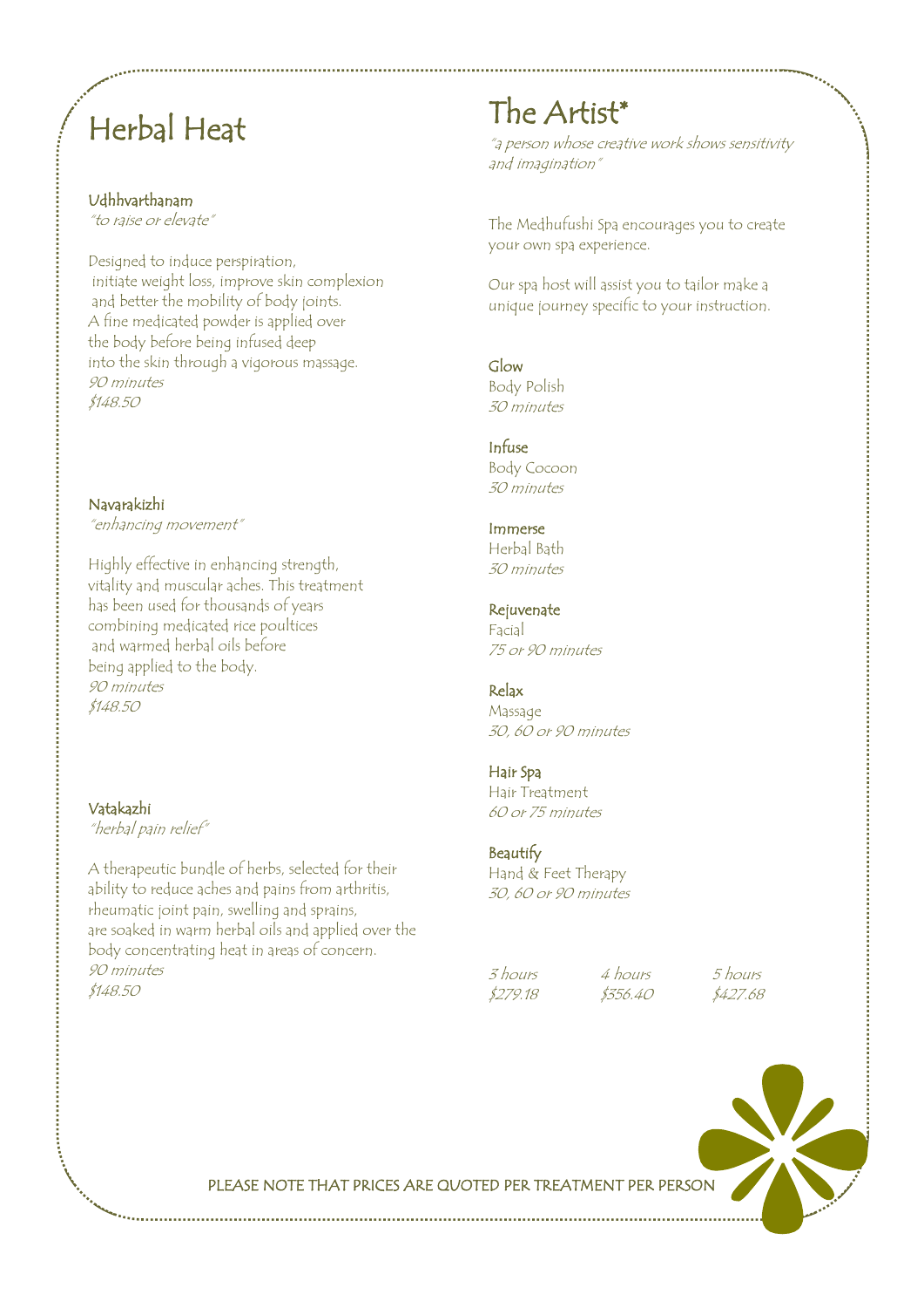# Herbal Heat

### Udhhvarthanam

*"to raise or elevate"*

Designed to induce perspiration, initiate weight loss, improve skin complexion and better the mobility of body joints. A fine medicated powder is applied over the body before being infused deep into the skin through a vigorous massage.

*90 minutes*

*$148.50*

### Navarakizhi

*"enhancing movement"*

Highly effective in enhancing strength, vitality and muscular aches. This treatment has been used for thousands of years combining medicated rice poultices and warmed herbal oils before being applied to the body.

*90 minutes*

*$148.50*

### Vatakazhi

*"herbal pain relief"*

A therapeutic bundle of herbs, selected for their ability to reduce aches and pains from arthritis, rheumatic joint pain, swelling and sprains, are soaked in warm herbal oils and applied over the body concentrating heat in areas of concern.

*90 minutes*

*$148.50*

# The Artist*

*"a person whose creative work shows sensitivity and imagination"*

The Medhufushi Spa encourages you to create your own spa experience.

Our spa host will assist you to tailor make a unique journey specific to your instruction.

### Glow

Body Polish

*30 minutes*

### Infuse

Body Cocoon

*30 minutes*

### Immerse

Herbal Bath

*30 minutes*

### Rejuvenate

Facial

*75 or 90 minutes*

### Relax

Massage

*30, 60 or 90 minutes*

### Hair Spa

Hair Treatment

*60 or 75 minutes*

### Beautify

Hand & Feet Therapy

*30, 60 or 90 minutes*

| *3 hours* | *4 hours* | *5 hours* |
|---|---|---|
| *$279.18* | *$356.40* | *$427.68* |

PLEASE NOTE THAT PRICES ARE QUOTED PER TREATMENT PER PERSON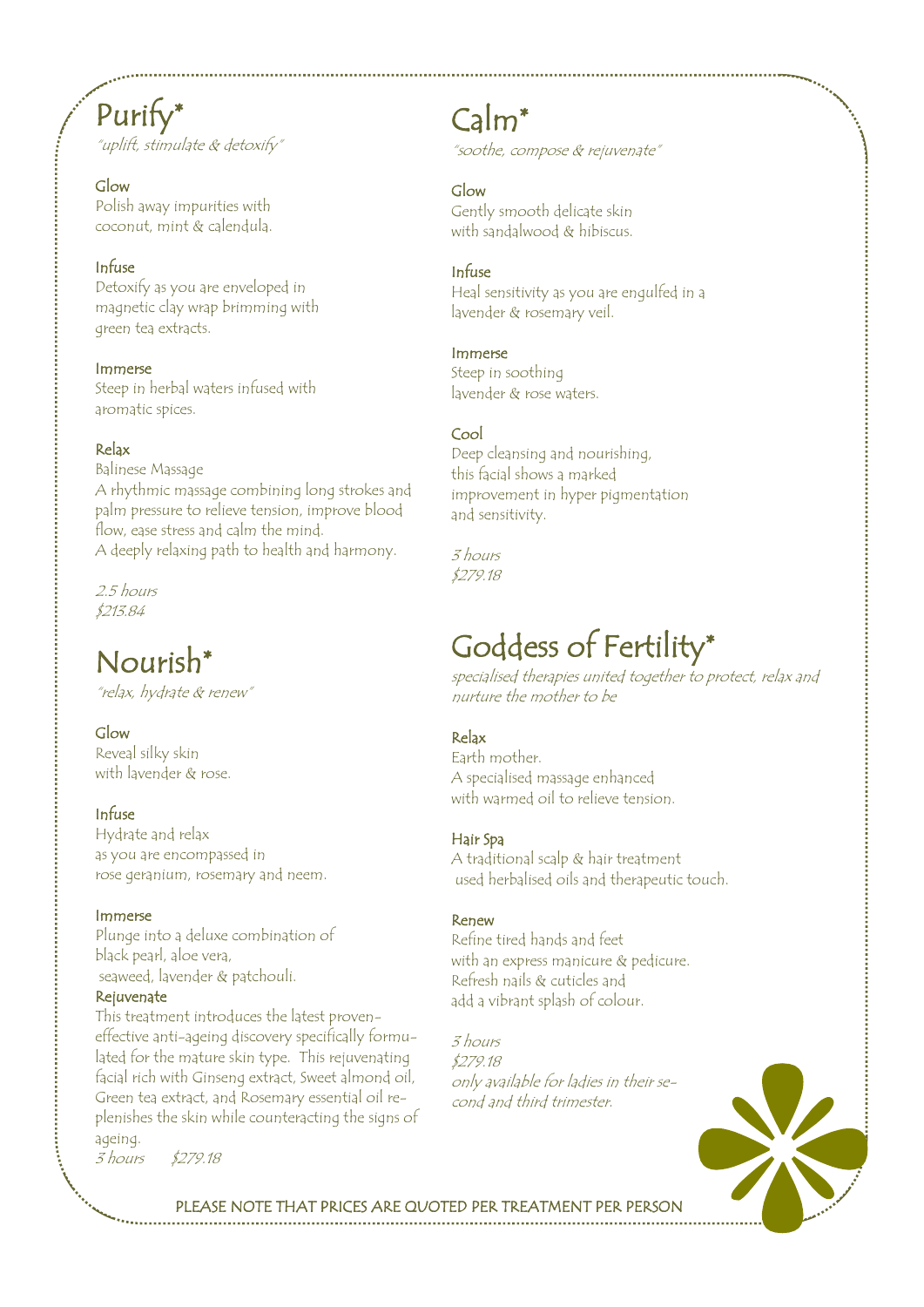# Purify*

*"uplift, stimulate & detoxify"*

### Glow
Polish away impurities with coconut, mint & calendula.

### Infuse
Detoxify as you are enveloped in magnetic clay wrap brimming with green tea extracts.

### Immerse
Steep in herbal waters infused with aromatic spices.

### Relax
Balinese Massage
A rhythmic massage combining long strokes and palm pressure to relieve tension, improve blood flow, ease stress and calm the mind.
A deeply relaxing path to health and harmony.

*2.5 hours*
*$213.84*

# Nourish*

*"relax, hydrate & renew"*

### Glow
Reveal silky skin with lavender & rose.

### Infuse
Hydrate and relax as you are encompassed in rose geranium, rosemary and neem.

### Immerse
Plunge into a deluxe combination of black pearl, aloe vera, seaweed, lavender & patchouli.

### Rejuvenate
This treatment introduces the latest proven-effective anti-ageing discovery specifically formulated for the mature skin type. This rejuvenating facial rich with Ginseng extract, Sweet almond oil, Green tea extract, and Rosemary essential oil replenishes the skin while counteracting the signs of ageing.

*3 hours* *$279.18*

# Calm*

*"soothe, compose & rejuvenate"*

### Glow
Gently smooth delicate skin with sandalwood & hibiscus.

### Infuse
Heal sensitivity as you are engulfed in a lavender & rosemary veil.

### Immerse
Steep in soothing lavender & rose waters.

### Cool
Deep cleansing and nourishing, this facial shows a marked improvement in hyper pigmentation and sensitivity.

*3 hours*
*$279.18*

# Goddess of Fertility*

*specialised therapies united together to protect, relax and nurture the mother to be*

### Relax
Earth mother.
A specialised massage enhanced with warmed oil to relieve tension.

### Hair Spa
A traditional scalp & hair treatment used herbalised oils and therapeutic touch.

### Renew
Refine tired hands and feet with an express manicure & pedicure.
Refresh nails & cuticles and add a vibrant splash of colour.

*3 hours*
*$279.18*
*only available for ladies in their second and third trimester.*

PLEASE NOTE THAT PRICES ARE QUOTED PER TREATMENT PER PERSON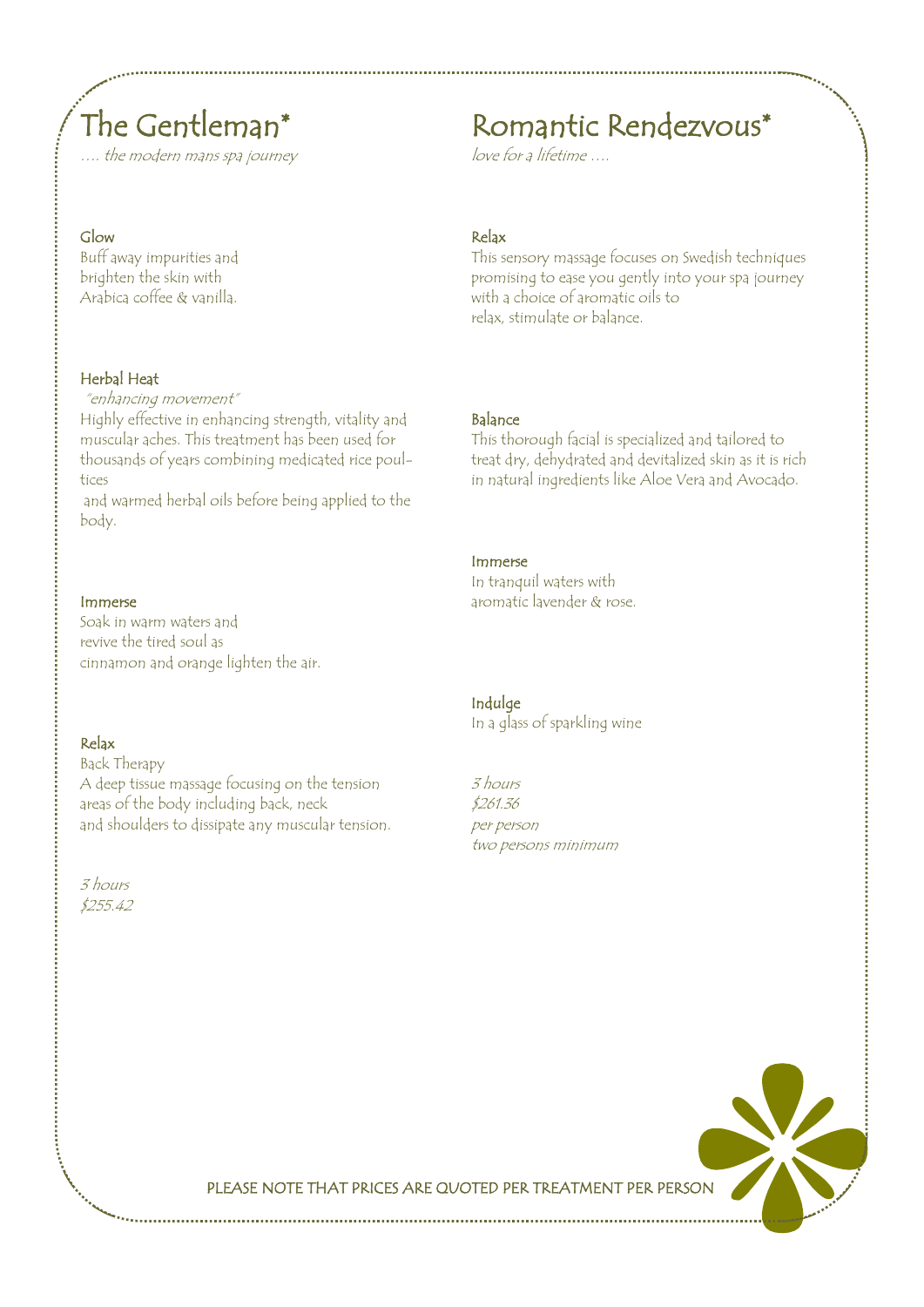# The Gentleman*

*…. the modern mans spa journey*

### Glow

Buff away impurities and brighten the skin with Arabica coffee & vanilla.

### Herbal Heat

*"enhancing movement"*

Highly effective in enhancing strength, vitality and muscular aches. This treatment has been used for thousands of years combining medicated rice poultices and warmed herbal oils before being applied to the body.

### Immerse

Soak in warm waters and revive the tired soul as cinnamon and orange lighten the air.

### Relax

Back Therapy

A deep tissue massage focusing on the tension areas of the body including back, neck and shoulders to dissipate any muscular tension.

*3 hours*
*$255.42*

# Romantic Rendezvous*

*love for a lifetime ….*

### Relax

This sensory massage focuses on Swedish techniques promising to ease you gently into your spa journey with a choice of aromatic oils to relax, stimulate or balance.

### Balance

This thorough facial is specialized and tailored to treat dry, dehydrated and devitalized skin as it is rich in natural ingredients like Aloe Vera and Avocado.

### Immerse

In tranquil waters with aromatic lavender & rose.

### Indulge

In a glass of sparkling wine

*3 hours*
*$261.36*
*per person*
*two persons minimum*

PLEASE NOTE THAT PRICES ARE QUOTED PER TREATMENT PER PERSON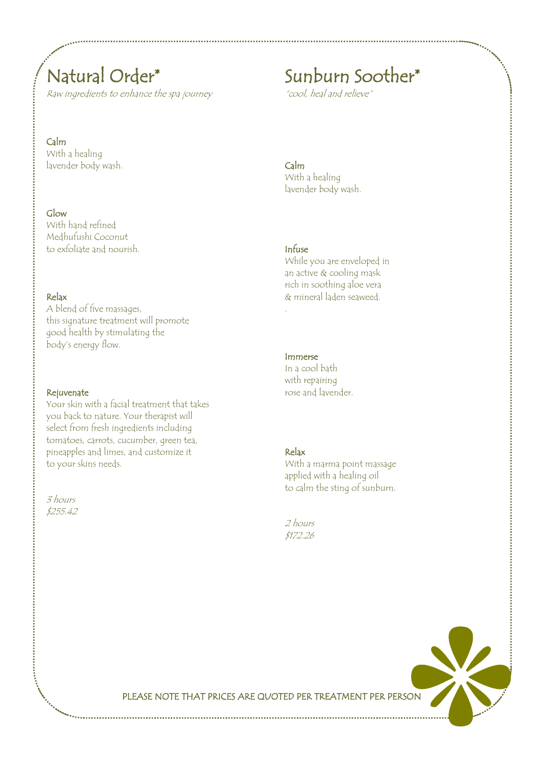# Natural Order*

*Raw ingredients to enhance the spa journey*

**Calm**
With a healing lavender body wash.

**Glow**
With hand refined Medhufushi Coconut to exfoliate and nourish.

**Relax**
A blend of five massages, this signature treatment will promote good health by stimulating the body's energy flow.

**Rejuvenate**
Your skin with a facial treatment that takes you back to nature. Your therapist will select from fresh ingredients including tomatoes, carrots, cucumber, green tea, pineapples and limes, and customize it to your skins needs.

*3 hours*
*$255.42*

# Sunburn Soother*

*"cool, heal and relieve"*

**Calm**
With a healing lavender body wash.

**Infuse**
While you are enveloped in an active & cooling mask rich in soothing aloe vera & mineral laden seaweed.

**Immerse**
In a cool bath with repairing rose and lavender.

**Relax**
With a marma point massage applied with a healing oil to calm the sting of sunburn.

*2 hours*
*$172.26*

PLEASE NOTE THAT PRICES ARE QUOTED PER TREATMENT PER PERSON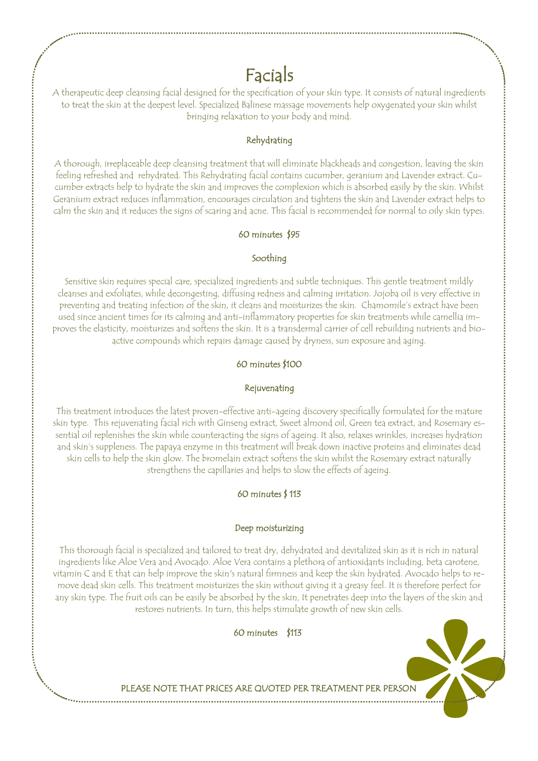# Facials

A therapeutic deep cleansing facial designed for the specification of your skin type. It consists of natural ingredients to treat the skin at the deepest level. Specialized Balinese massage movements help oxygenated your skin whilst bringing relaxation to your body and mind.

## Rehydrating

A thorough, irreplaceable deep cleansing treatment that will eliminate blackheads and congestion, leaving the skin feeling refreshed and rehydrated. This Rehydrating facial contains cucumber, geranium and Lavender extract. Cucumber extracts help to hydrate the skin and improves the complexion which is absorbed easily by the skin. Whilst Geranium extract reduces inflammation, encourages circulation and tightens the skin and Lavender extract helps to calm the skin and it reduces the signs of scaring and acne. This facial is recommended for normal to oily skin types.

60 minutes $95

## Soothing

Sensitive skin requires special care, specialized ingredients and subtle techniques. This gentle treatment mildly cleanses and exfoliates, while decongesting, diffusing redness and calming irritation. Jojoba oil is very effective in preventing and treating infection of the skin, it cleans and moisturizes the skin. Chamomile's extract have been used since ancient times for its calming and anti-inflammatory properties for skin treatments while camellia improves the elasticity, moisturizes and softens the skin. It is a transdermal carrier of cell rebuilding nutrients and bioactive compounds which repairs damage caused by dryness, sun exposure and aging.

60 minutes $100

## Rejuvenating

This treatment introduces the latest proven-effective anti-ageing discovery specifically formulated for the mature skin type. This rejuvenating facial rich with Ginseng extract, Sweet almond oil, Green tea extract, and Rosemary essential oil replenishes the skin while counteracting the signs of ageing. It also, relaxes wrinkles, increases hydration and skin's suppleness. The papaya enzyme in this treatment will break down inactive proteins and eliminates dead skin cells to help the skin glow. The bromelain extract softens the skin whilst the Rosemary extract naturally strengthens the capillaries and helps to slow the effects of ageing.

60 minutes $ 113

## Deep moisturizing

This thorough facial is specialized and tailored to treat dry, dehydrated and devitalized skin as it is rich in natural ingredients like Aloe Vera and Avocado. Aloe Vera contains a plethora of antioxidants including, beta carotene, vitamin C and E that can help improve the skin's natural firmness and keep the skin hydrated. Avocado helps to remove dead skin cells. This treatment moisturizes the skin without giving it a greasy feel. It is therefore perfect for any skin type. The fruit oils can be easily be absorbed by the skin, It penetrates deep into the layers of the skin and restores nutrients. In turn, this helps stimulate growth of new skin cells.

60 minutes $113

PLEASE NOTE THAT PRICES ARE QUOTED PER TREATMENT PER PERSON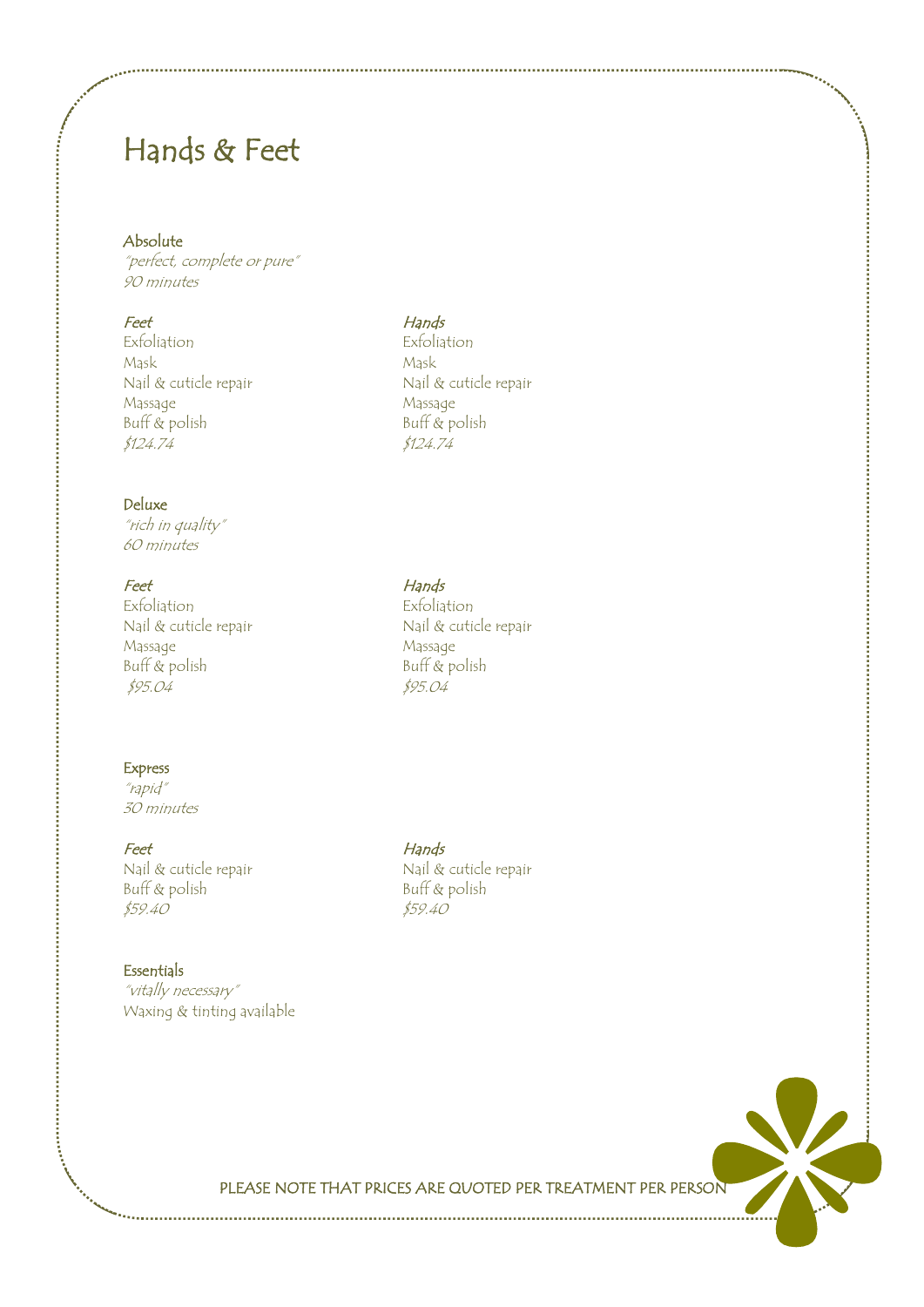# Hands & Feet

### Absolute

*"perfect, complete or pure"*
*90 minutes*

*Feet*
Exfoliation
Mask
Nail & cuticle repair
Massage
Buff & polish
*$124.74*

*Hands*
Exfoliation
Mask
Nail & cuticle repair
Massage
Buff & polish
*$124.74*

### Deluxe

*"rich in quality"*
*60 minutes*

*Feet*
Exfoliation
Nail & cuticle repair
Massage
Buff & polish
*$95.04*

*Hands*
Exfoliation
Nail & cuticle repair
Massage
Buff & polish
*$95.04*

### Express

*"rapid"*
*30 minutes*

*Feet*
Nail & cuticle repair
Buff & polish
*$59.40*

*Hands*
Nail & cuticle repair
Buff & polish
*$59.40*

### Essentials

*"vitally necessary"*
Waxing & tinting available

PLEASE NOTE THAT PRICES ARE QUOTED PER TREATMENT PER PERSON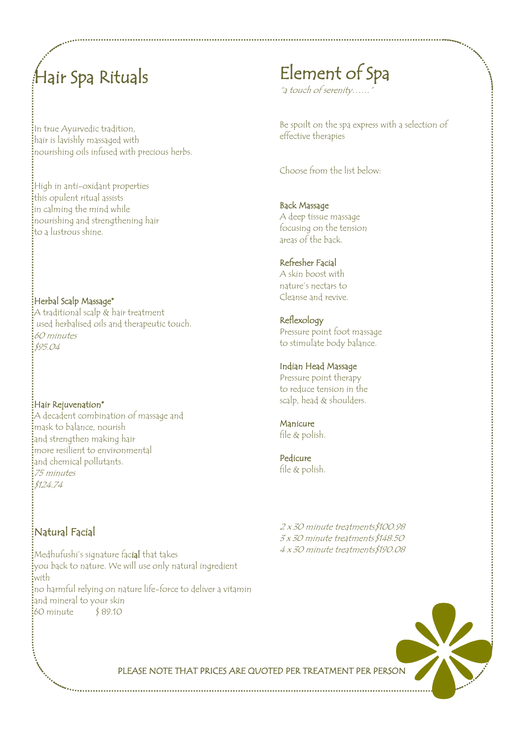# Hair Spa Rituals

In true Ayurvedic tradition,
hair is lavishly massaged with
nourishing oils infused with precious herbs.

High in anti-oxidant properties
this opulent ritual assists
in calming the mind while
nourishing and strengthening hair
to a lustrous shine.

### Herbal Scalp Massage*

A traditional scalp & hair treatment
used herbalised oils and therapeutic touch.
*60 minutes*
*$95.04*

### Hair Rejuvenation*

A decadent combination of massage and
mask to balance, nourish
and strengthen making hair
more resilient to environmental
and chemical pollutants.
*75 minutes*
*$124.74*

## Natural Facial

Medhufushi's signature facial that takes
you back to nature. We will use only natural ingredient
with
no harmful relying on nature life-force to deliver a vitamin
and mineral to your skin
60 minute      $ 89.10

# Element of Spa

*"a touch of serenity……"*

Be spoilt on the spa express with a selection of
effective therapies

Choose from the list below:

### Back Massage

A deep tissue massage
focusing on the tension
areas of the back.

### Refresher Facial

A skin boost with
nature's nectars to
Cleanse and revive.

### Reflexology

Pressure point foot massage
to stimulate body balance.

### Indian Head Massage

Pressure point therapy
to reduce tension in the
scalp, head & shoulders.

### Manicure

file & polish.

### Pedicure

file & polish.

*2 x 30 minute treatments$100.98*
*3 x 30 minute treatments $148.50*
*4 x 30 minute treatments$190.08*

PLEASE NOTE THAT PRICES ARE QUOTED PER TREATMENT PER PERSON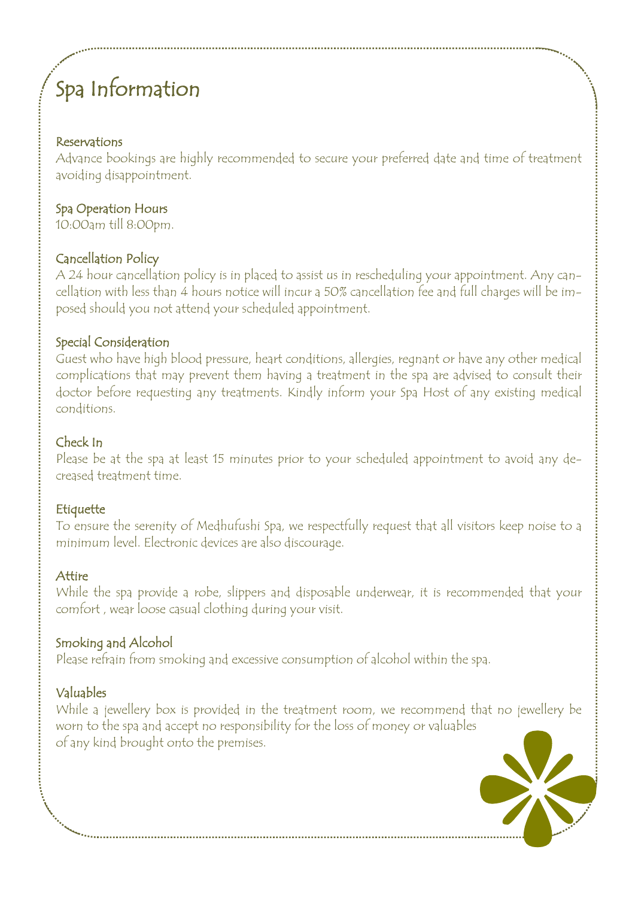# Spa Information

## Reservations

Advance bookings are highly recommended to secure your preferred date and time of treatment avoiding disappointment.

## Spa Operation Hours

10:00am till 8:00pm.

## Cancellation Policy

A 24 hour cancellation policy is in placed to assist us in rescheduling your appointment. Any cancellation with less than 4 hours notice will incur a 50% cancellation fee and full charges will be imposed should you not attend your scheduled appointment.

## Special Consideration

Guest who have high blood pressure, heart conditions, allergies, regnant or have any other medical complications that may prevent them having a treatment in the spa are advised to consult their doctor before requesting any treatments. Kindly inform your Spa Host of any existing medical conditions.

## Check In

Please be at the spa at least 15 minutes prior to your scheduled appointment to avoid any decreased treatment time.

## Etiquette

To ensure the serenity of Medhufushi Spa, we respectfully request that all visitors keep noise to a minimum level. Electronic devices are also discourage.

## Attire

While the spa provide a robe, slippers and disposable underwear, it is recommended that your comfort , wear loose casual clothing during your visit.

## Smoking and Alcohol

Please refrain from smoking and excessive consumption of alcohol within the spa.

## Valuables

While a jewellery box is provided in the treatment room, we recommend that no jewellery be worn to the spa and accept no responsibility for the loss of money or valuables of any kind brought onto the premises.